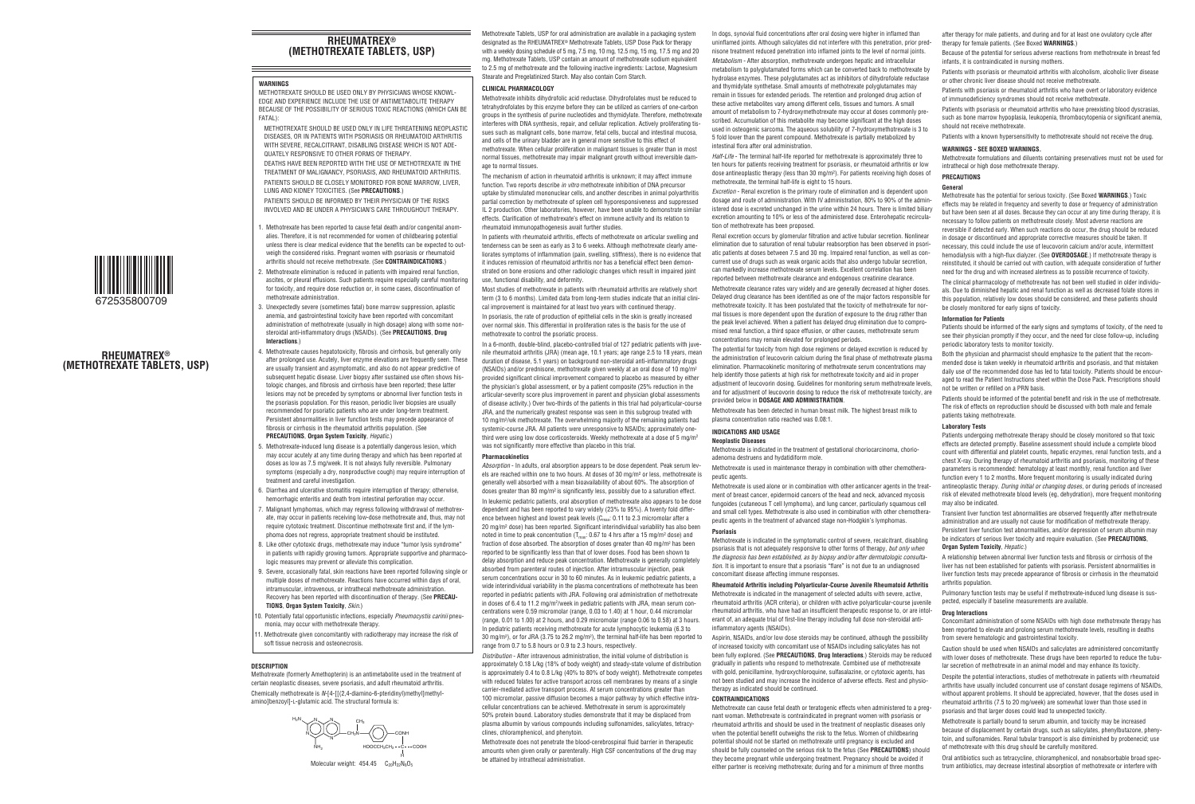# RHEUMATREX®
# (METHOTREXATE TABLETS, USP)

672535800709

## RHEUMATREX®
## (METHOTREXATE TABLETS, USP)

### WARNINGS

METHOTREXATE SHOULD BE USED ONLY BY PHYSICIANS WHOSE KNOWLEDGE AND EXPERIENCE INCLUDE THE USE OF ANTIMETABOLITE THERAPY BECAUSE OF THE POSSIBILITY OF SERIOUS TOXIC REACTIONS (WHICH CAN BE FATAL):

METHOTREXATE SHOULD BE USED ONLY IN LIFE THREATENING NEOPLASTIC DISEASES, OR IN PATIENTS WITH PSORIASIS OR RHEUMATOID ARTHRITIS WITH SEVERE, RECALCITRANT, DISABLING DISEASE WHICH IS NOT ADEQUATELY RESPONSIVE TO OTHER FORMS OF THERAPY.

DEATHS HAVE BEEN REPORTED WITH THE USE OF METHOTREXATE IN THE TREATMENT OF MALIGNANCY, PSORIASIS, AND RHEUMATOID ARTHRITIS. PATIENTS SHOULD BE CLOSELY MONITORED FOR BONE MARROW, LIVER, LUNG AND KIDNEY TOXICITIES. (See **PRECAUTIONS**.)

PATIENTS SHOULD BE INFORMED BY THEIR PHYSICIAN OF THE RISKS INVOLVED AND BE UNDER A PHYSICIAN'S CARE THROUGHOUT THERAPY.

1. Methotrexate has been reported to cause fetal death and/or congenital anomalies. Therefore, it is not recommended for women of childbearing potential unless there is clear medical evidence that the benefits can be expected to outweigh the considered risks. Pregnant women with psoriasis or rheumatoid arthritis should not receive methotrexate. (See **CONTRAINDICATIONS**.)
2. Methotrexate elimination is reduced in patients with impaired renal function, ascites, or pleural effusions. Such patients require especially careful monitoring for toxicity, and require dose reduction or, in some cases, discontinuation of methotrexate administration.
3. Unexpectedly severe (sometimes fatal) bone marrow suppression, aplastic anemia, and gastrointestinal toxicity have been reported with concomitant administration of methotrexate (usually in high dosage) along with some nonsteroidal anti-inflammatory drugs (NSAIDs). (See **PRECAUTIONS**, **Drug Interactions**.)
4. Methotrexate causes hepatotoxicity, fibrosis and cirrhosis, but generally only after prolonged use. Acutely, liver enzyme elevations are frequently seen. These are usually transient and asymptomatic, and also do not appear predictive of subsequent hepatic disease. Liver biopsy after sustained use often shows histologic changes, and fibrosis and cirrhosis have been reported; these latter lesions may not be preceded by symptoms or abnormal liver function tests in the psoriasis population. For this reason, periodic liver biopsies are usually recommended for psoriatic patients who are under long-term treatment. Persistent abnormalities in liver function tests may precede appearance of fibrosis or cirrhosis in the rheumatoid arthritis population. (See **PRECAUTIONS**, **Organ System Toxicity**, *Hepatic*.)
5. Methotrexate-induced lung disease is a potentially dangerous lesion, which may occur acutely at any time during therapy and which has been reported at doses as low as 7.5 mg/week. It is not always fully reversible. Pulmonary symptoms (especially a dry, nonproductive cough) may require interruption of treatment and careful investigation.
6. Diarrhea and ulcerative stomatitis require interruption of therapy; otherwise, hemorrhagic enteritis and death from intestinal perforation may occur.
7. Malignant lymphomas, which may regress following withdrawal of methotrexate, may occur in patients receiving low-dose methotrexate and, thus, may not require cytotoxic treatment. Discontinue methotrexate first and, if the lymphoma does not regress, appropriate treatment should be instituted.
8. Like other cytotoxic drugs, methotrexate may induce "tumor lysis syndrome" in patients with rapidly growing tumors. Appropriate supportive and pharmacologic measures may prevent or alleviate this complication.
9. Severe, occasionally fatal, skin reactions have been reported following single or multiple doses of methotrexate. Reactions have occurred within days of oral, intramuscular, intravenous, or intrathecal methotrexate administration. Recovery has been reported with discontinuation of therapy. (See **PRECAUTIONS**, **Organ System Toxicity**, *Skin*.)
10. Potentially fatal opportunistic infections, especially *Pneumocystis carinii* pneumonia, may occur with methotrexate therapy.
11. Methotrexate given concomitantly with radiotherapy may increase the risk of soft tissue necrosis and osteonecrosis.

### DESCRIPTION

Methotrexate (formerly Amethopterin) is an antimetabolite used in the treatment of certain neoplastic diseases, severe psoriasis, and adult rheumatoid arthritis. Chemically methotrexate is *N*-[4-[[(2,4-diamino-6-pteridinyl)methyl]methylamino]benzoyl]-L-glutamic acid. The structural formula is:

Molecular weight: 454.45 $C_{20}H_{22}N_8O_5$

Methotrexate Tablets, USP for oral administration are available in a packaging system designated as the RHEUMATREX® Methotrexate Tablets, USP Dose Pack for therapy with a weekly dosing schedule of 5 mg, 7.5 mg, 10 mg, 12.5 mg, 15 mg, 17.5 mg and 20 mg. Methotrexate Tablets, USP contain an amount of methotrexate sodium equivalent to 2.5 mg of methotrexate and the following inactive ingredients: Lactose, Magnesium Stearate and Pregelatinized Starch. May also contain Corn Starch.

### CLINICAL PHARMACOLOGY

Methotrexate inhibits dihydrofolic acid reductase. Dihydrofolates must be reduced to tetrahydrofolates by this enzyme before they can be utilized as carriers of one-carbon groups in the synthesis of purine nucleotides and thymidylate. Therefore, methotrexate interferes with DNA synthesis, repair, and cellular replication. Actively proliferating tissues such as malignant cells, bone marrow, fetal cells, buccal and intestinal mucosa, and cells of the urinary bladder are in general more sensitive to this effect of methotrexate. When cellular proliferation in malignant tissues is greater than in most normal tissues, methotrexate may impair malignant growth without irreversible damage to normal tissues.

The mechanism of action in rheumatoid arthritis is unknown; it may affect immune function. Two reports describe *in vitro* methotrexate inhibition of DNA precursor uptake by stimulated mononuclear cells, and another describes in animal polyarthritis partial correction by methotrexate of spleen cell hyporesponsiveness and suppressed IL 2 production. Other laboratories, however, have been unable to demonstrate similar effects. Clarification of methotrexate's effect on immune activity and its relation to rheumatoid immunopathogenesis await further studies.

In patients with rheumatoid arthritis, effects of methotrexate on articular swelling and tenderness can be seen as early as 3 to 6 weeks. Although methotrexate clearly ameliorates symptoms of inflammation (pain, swelling, stiffness), there is no evidence that it induces remission of rheumatoid arthritis nor has a beneficial effect been demonstrated on bone erosions and other radiologic changes which result in impaired joint use, functional disability, and deformity.

Most studies of methotrexate in patients with rheumatoid arthritis are relatively short term (3 to 6 months). Limited data from long-term studies indicate that an initial clinical improvement is maintained for at least two years with continued therapy.

In psoriasis, the rate of production of epithelial cells in the skin is greatly increased over normal skin. This differential in proliferation rates is the basis for the use of methotrexate to control the psoriatic process.

In a 6-month, double-blind, placebo-controlled trial of 127 pediatric patients with juvenile rheumatoid arthritis (JRA) (mean age, 10.1 years; age range 2.5 to 18 years, mean duration of disease, 5.1 years) on background non-steroidal anti-inflammatory drugs (NSAIDs) and/or prednisone, methotrexate given weekly at an oral dose of 10 mg/m² provided significant clinical improvement compared to placebo as measured by either the physician's global assessment, or by a patient composite (25% reduction in the articular-severity score plus improvement in parent and physician global assessments of disease activity.) Over two-thirds of the patients in this trial had polyarticular-course JRA, and the numerically greatest response was seen in this subgroup treated with 10 mg/m²/wk methotrexate. The overwhelming majority of the remaining patients had systemic-course JRA. All patients were unresponsive to NSAIDs; approximately one-third were using low dose corticosteroids. Weekly methotrexate at a dose of 5 mg/m² was not significantly more effective than placebo in this trial.

#### Pharmacokinetics

*Absorption* - In adults, oral absorption appears to be dose dependent. Peak serum levels are reached within one to two hours. At doses of 30 mg/m² or less, methotrexate is generally well absorbed with a mean bioavailability of about 60%. The absorption of doses greater than 80 mg/m² is significantly less, possibly due to a saturation effect.

In leukemic pediatric patients, oral absorption of methotrexate also appears to be dose dependent and has been reported to vary widely (23% to 95%). A twenty fold difference between highest and lowest peak levels ($C_{max}$: 0.11 to 2.3 micromolar after a 20 mg/m² dose) has been reported. Significant interindividual variability has also been noted in time to peak concentration ($T_{max}$: 0.67 to 4 hrs after a 15 mg/m² dose) and fraction of dose absorbed. The absorption of doses greater than 40 mg/m² has been reported to be significantly less than that of lower doses. Food has been shown to delay absorption and reduce peak concentration. Methotrexate is generally completely absorbed from parenteral routes of injection. After intramuscular injection, peak serum concentrations occur in 30 to 60 minutes. As in leukemic pediatric patients, a wide interindividual variability in the plasma concentrations of methotrexate has been reported in pediatric patients with JRA. Following oral administration of methotrexate in doses of 6.4 to 11.2 mg/m²/week in pediatric patients with JRA, mean serum concentrations were 0.59 micromolar (range, 0.03 to 1.40) at 1 hour, 0.44 micromolar (range, 0.01 to 1.00) at 2 hours, and 0.29 micromolar (range 0.06 to 0.58) at 3 hours. In pediatric patients receiving methotrexate for acute lymphocytic leukemia (6.3 to 30 mg/m²), or for JRA (3.75 to 26.2 mg/m²), the terminal half-life has been reported to range from 0.7 to 5.8 hours or 0.9 to 2.3 hours, respectively.

*Distribution* - After intravenous administration, the initial volume of distribution is approximately 0.18 L/kg (18% of body weight) and steady-state volume of distribution is approximately 0.4 to 0.8 L/kg (40% to 80% of body weight). Methotrexate competes with reduced folates for active transport across cell membranes by means of a single carrier-mediated active transport process. At serum concentrations greater than 100 micromolar, passive diffusion becomes a major pathway by which effective intracellular concentrations can be achieved. Methotrexate in serum is approximately 50% protein bound. Laboratory studies demonstrate that it may be displaced from plasma albumin by various compounds including sulfonamides, salicylates, tetracyclines, chloramphenicol, and phenytoin.

Methotrexate does not penetrate the blood-cerebrospinal fluid barrier in therapeutic amounts when given orally or parenterally. High CSF concentrations of the drug may be attained by intrathecal administration.

In dogs, synovial fluid concentrations after oral dosing were higher in inflamed than uninflamed joints. Although salicylates did not interfere with this penetration, prior prednisone treatment reduced penetration into inflamed joints to the level of normal joints.

*Metabolism* - After absorption, methotrexate undergoes hepatic and intracellular metabolism to polyglutamated forms which can be converted back to methotrexate by hydrolase enzymes. These polyglutamates act as inhibitors of dihydrofolate reductase and thymidylate synthetase. Small amounts of methotrexate polyglutamates may remain in tissues for extended periods. The retention and prolonged drug action of these active metabolites vary among different cells, tissues and tumors. A small amount of metabolism to 7-hydroxymethotrexate may occur at doses commonly prescribed. Accumulation of this metabolite may become significant at the high doses used in osteogenic sarcoma. The aqueous solubility of 7-hydroxymethotrexate is 3 to 5 fold lower than the parent compound. Methotrexate is partially metabolized by intestinal flora after oral administration.

*Half-Life* - The terminal half-life reported for methotrexate is approximately three to ten hours for patients receiving treatment for psoriasis, or rheumatoid arthritis or low dose antineoplastic therapy (less than 30 mg/m²). For patients receiving high doses of methotrexate, the terminal half-life is eight to 15 hours.

*Excretion* - Renal excretion is the primary route of elimination and is dependent upon dosage and route of administration. With IV administration, 80% to 90% of the administered dose is excreted unchanged in the urine within 24 hours. There is limited biliary excretion amounting to 10% or less of the administered dose. Enterohepatic recirculation of methotrexate has been proposed.

Renal excretion occurs by glomerular filtration and active tubular secretion. Nonlinear elimination due to saturation of renal tubular reabsorption has been observed in psoriatic patients at doses between 7.5 and 30 mg. Impaired renal function, as well as concurrent use of drugs such as weak organic acids that also undergo tubular secretion, can markedly increase methotrexate serum levels. Excellent correlation has been reported between methotrexate clearance and endogenous creatinine clearance.

Methotrexate clearance rates vary widely and are generally decreased at higher doses. Delayed drug clearance has been identified as one of the major factors responsible for methotrexate toxicity. It has been postulated that the toxicity of methotrexate for normal tissues is more dependent upon the duration of exposure to the drug rather than the peak level achieved. When a patient has delayed drug elimination due to compromised renal function, a third space effusion, or other causes, methotrexate serum concentrations may remain elevated for prolonged periods.

The potential for toxicity from high dose regimens or delayed excretion is reduced by the administration of leucovorin calcium during the final phase of methotrexate plasma elimination. Pharmacokinetic monitoring of methotrexate serum concentrations may help identify those patients at high risk for methotrexate toxicity and aid in proper adjustment of leucovorin dosing. Guidelines for monitoring serum methotrexate levels, and for adjustment of leucovorin dosing to reduce the risk of methotrexate toxicity, are provided below in **DOSAGE AND ADMINISTRATION**.

Methotrexate has been detected in human breast milk. The highest breast milk to plasma concentration ratio reached was 0.08:1.

### INDICATIONS AND USAGE

#### Neoplastic Diseases

Methotrexate is indicated in the treatment of gestational choriocarcinoma, chorioadenoma destruens and hydatidiform mole.

Methotrexate is used in maintenance therapy in combination with other chemotherapeutic agents.

Methotrexate is used alone or in combination with other anticancer agents in the treatment of breast cancer, epidermoid cancers of the head and neck, advanced mycosis fungoides (cutaneous T cell lymphoma), and lung cancer, particularly squamous cell and small cell types. Methotrexate is also used in combination with other chemotherapeutic agents in the treatment of advanced stage non-Hodgkin's lymphomas.

#### Psoriasis

Methotrexate is indicated in the symptomatic control of severe, recalcitrant, disabling psoriasis that is not adequately responsive to other forms of therapy, *but only when the diagnosis has been established, as by biopsy and/or after dermatologic consultation*. It is important to ensure that a psoriasis "flare" is not due to an undiagnosed concomitant disease affecting immune responses.

#### Rheumatoid Arthritis including Polyarticular-Course Juvenile Rheumatoid Arthritis

Methotrexate is indicated in the management of selected adults with severe, active, rheumatoid arthritis (ACR criteria), or children with active polyarticular-course juvenile rheumatoid arthritis, who have had an insufficient therapeutic response to, or are intolerant of, an adequate trial of first-line therapy including full dose non-steroidal anti-inflammatory agents (NSAIDs).

Aspirin, NSAIDs, and/or low dose steroids may be continued, although the possibility of increased toxicity with concomitant use of NSAIDs including salicylates has not been fully explored. (See **PRECAUTIONS**, **Drug Interactions**.) Steroids may be reduced gradually in patients who respond to methotrexate. Combined use of methotrexate with gold, penicillamine, hydroxychloroquine, sulfasalazine, or cytotoxic agents, has not been studied and may increase the incidence of adverse effects. Rest and physiotherapy as indicated should be continued.

### CONTRAINDICATIONS

Methotrexate can cause fetal death or teratogenic effects when administered to a pregnant woman. Methotrexate is contraindicated in pregnant women with psoriasis or rheumatoid arthritis and should be used in the treatment of neoplastic diseases only when the potential benefit outweighs the risk to the fetus. Women of childbearing potential should not be started on methotrexate until pregnancy is excluded and should be fully counseled on the serious risk to the fetus (See **PRECAUTIONS**) should they become pregnant while undergoing treatment. Pregnancy should be avoided if either partner is receiving methotrexate; during and for a minimum of three months after therapy for male patients, and during and for at least one ovulatory cycle after therapy for female patients. (See Boxed **WARNINGS**.)

Because of the potential for serious adverse reactions from methotrexate in breast fed infants, it is contraindicated in nursing mothers.

Patients with psoriasis or rheumatoid arthritis with alcoholism, alcoholic liver disease or other chronic liver disease should not receive methotrexate.

Patients with psoriasis or rheumatoid arthritis who have overt or laboratory evidence of immunodeficiency syndromes should not receive methotrexate.

Patients with psoriasis or rheumatoid arthritis who have preexisting blood dyscrasias, such as bone marrow hypoplasia, leukopenia, thrombocytopenia or significant anemia, should not receive methotrexate.

Patients with a known hypersensitivity to methotrexate should not receive the drug.

### WARNINGS - SEE BOXED WARNINGS.

Methotrexate formulations and diluents containing preservatives must not be used for intrathecal or high dose methotrexate therapy.

### PRECAUTIONS

#### General

Methotrexate has the potential for serious toxicity. (See Boxed **WARNINGS**.) Toxic effects may be related in frequency and severity to dose or frequency of administration but have been seen at all doses. Because they can occur at any time during therapy, it is necessary to follow patients on methotrexate closely. Most adverse reactions are reversible if detected early. When such reactions do occur, the drug should be reduced in dosage or discontinued and appropriate corrective measures should be taken. If necessary, this could include the use of leucovorin calcium and/or acute, intermittent hemodialysis with a high-flux dialyzer. (See **OVERDOSAGE**.) If methotrexate therapy is reinstituted, it should be carried out with caution, with adequate consideration of further need for the drug and with increased alertness as to possible recurrence of toxicity.

The clinical pharmacology of methotrexate has not been well studied in older individuals. Due to diminished hepatic and renal function as well as decreased folate stores in this population, relatively low doses should be considered, and these patients should be closely monitored for early signs of toxicity.

#### Information for Patients

Patients should be informed of the early signs and symptoms of toxicity, of the need to see their physician promptly if they occur, and the need for close follow-up, including periodic laboratory tests to monitor toxicity.

Both the physician and pharmacist should emphasize to the patient that the recommended dose is taken weekly in rheumatoid arthritis and psoriasis, and that mistaken daily use of the recommended dose has led to fatal toxicity. Patients should be encouraged to read the Patient Instructions sheet within the Dose Pack. Prescriptions should not be written or refilled on a PRN basis.

Patients should be informed of the potential benefit and risk in the use of methotrexate. The risk of effects on reproduction should be discussed with both male and female patients taking methotrexate.

#### Laboratory Tests

Patients undergoing methotrexate therapy should be closely monitored so that toxic effects are detected promptly. Baseline assessment should include a complete blood count with differential and platelet counts, hepatic enzymes, renal function tests, and a chest X-ray. During therapy of rheumatoid arthritis and psoriasis, monitoring of these parameters is recommended: hematology at least monthly, renal function and liver function every 1 to 2 months. More frequent monitoring is usually indicated during antineoplastic therapy. *During initial or changing doses*, or during periods of increased risk of elevated methotrexate blood levels (eg, dehydration), more frequent monitoring may also be indicated.

Transient liver function test abnormalities are observed frequently after methotrexate administration and are usually not cause for modification of methotrexate therapy. Persistent liver function test abnormalities, and/or depression of serum albumin may be indicators of serious liver toxicity and require evaluation. (See **PRECAUTIONS**, **Organ System Toxicity**, *Hepatic*.)

A relationship between abnormal liver function tests and fibrosis or cirrhosis of the liver has not been established for patients with psoriasis. Persistent abnormalities in liver function tests may precede appearance of fibrosis or cirrhosis in the rheumatoid arthritis population.

Pulmonary function tests may be useful if methotrexate-induced lung disease is suspected, especially if baseline measurements are available.

#### Drug Interactions

Concomitant administration of some NSAIDs with high dose methotrexate therapy has been reported to elevate and prolong serum methotrexate levels, resulting in deaths from severe hematologic and gastrointestinal toxicity.

Caution should be used when NSAIDs and salicylates are administered concomitantly with lower doses of methotrexate. These drugs have been reported to reduce the tubular secretion of methotrexate in an animal model and may enhance its toxicity.

Despite the potential interactions, studies of methotrexate in patients with rheumatoid arthritis have usually included concurrent use of constant dosage regimens of NSAIDs, without apparent problems. It should be appreciated, however, that the doses used in rheumatoid arthritis (7.5 to 20 mg/week) are somewhat lower than those used in psoriasis and that larger doses could lead to unexpected toxicity.

Methotrexate is partially bound to serum albumin, and toxicity may be increased because of displacement by certain drugs, such as salicylates, phenylbutazone, phenytoin, and sulfonamides. Renal tubular transport is also diminished by probenecid; use of methotrexate with this drug should be carefully monitored.

Oral antibiotics such as tetracycline, chloramphenicol, and nonabsorbable broad spectrum antibiotics, may decrease intestinal absorption of methotrexate or interfere with